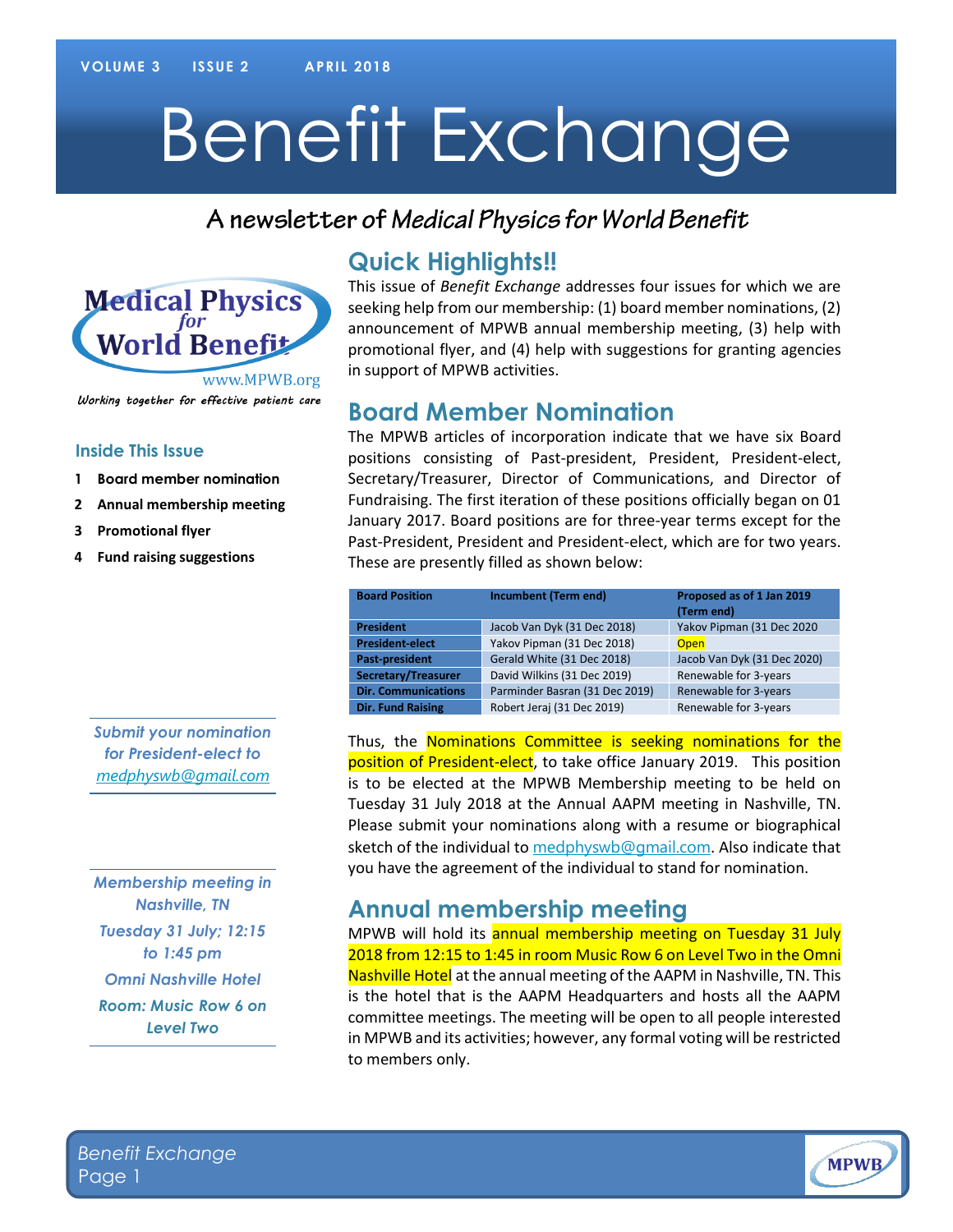# Benefit Exchange

## A newsletter of *Medical Physics for World Benefit*

Medical Physics for World Benefit

www.MPWB.org

*Working together for effective patient care*

### Inside This Issue

1. Board member nomination
2. Annual membership meeting
3. Promotional flyer
4. Fund raising suggestions

*Submit your nomination for President-elect to medphyswb@gmail.com*

*Membership meeting in Nashville, TN*

*Tuesday 31 July; 12:15 to 1:45 pm*

*Omni Nashville Hotel*

*Room: Music Row 6 on Level Two*

## Quick Highlights!!

This issue of *Benefit Exchange* addresses four issues for which we are seeking help from our membership: (1) board member nominations, (2) announcement of MPWB annual membership meeting, (3) help with promotional flyer, and (4) help with suggestions for granting agencies in support of MPWB activities.

## Board Member Nomination

The MPWB articles of incorporation indicate that we have six Board positions consisting of Past-president, President, President-elect, Secretary/Treasurer, Director of Communications, and Director of Fundraising. The first iteration of these positions officially began on 01 January 2017. Board positions are for three-year terms except for the Past-President, President and President-elect, which are for two years. These are presently filled as shown below:

| Board Position | Incumbent (Term end) | Proposed as of 1 Jan 2019 (Term end) |
|---|---|---|
| President | Jacob Van Dyk (31 Dec 2018) | Yakov Pipman (31 Dec 2020 |
| President-elect | Yakov Pipman (31 Dec 2018) | Open |
| Past-president | Gerald White (31 Dec 2018) | Jacob Van Dyk (31 Dec 2020) |
| Secretary/Treasurer | David Wilkins (31 Dec 2019) | Renewable for 3-years |
| Dir. Communications | Parminder Basran (31 Dec 2019) | Renewable for 3-years |
| Dir. Fund Raising | Robert Jeraj (31 Dec 2019) | Renewable for 3-years |

Thus, the Nominations Committee is seeking nominations for the position of President-elect, to take office January 2019. This position is to be elected at the MPWB Membership meeting to be held on Tuesday 31 July 2018 at the Annual AAPM meeting in Nashville, TN. Please submit your nominations along with a resume or biographical sketch of the individual to medphyswb@gmail.com. Also indicate that you have the agreement of the individual to stand for nomination.

## Annual membership meeting

MPWB will hold its annual membership meeting on Tuesday 31 July 2018 from 12:15 to 1:45 in room Music Row 6 on Level Two in the Omni Nashville Hotel at the annual meeting of the AAPM in Nashville, TN. This is the hotel that is the AAPM Headquarters and hosts all the AAPM committee meetings. The meeting will be open to all people interested in MPWB and its activities; however, any formal voting will be restricted to members only.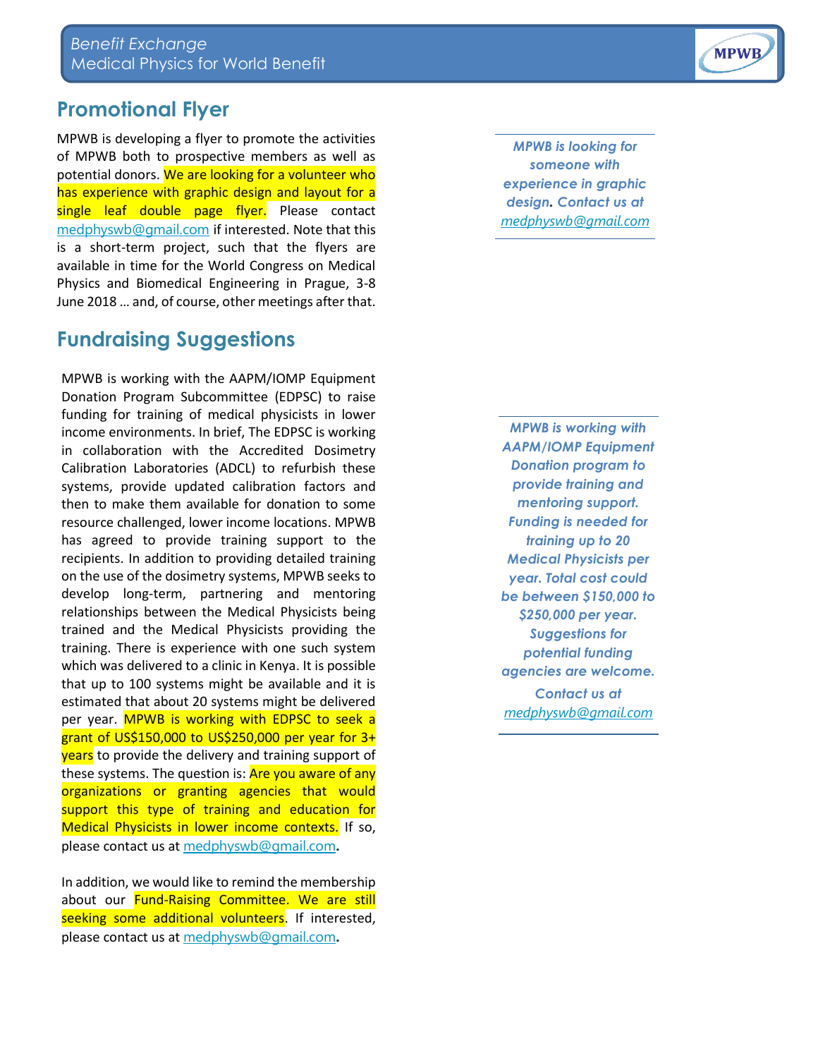## Promotional Flyer

MPWB is developing a flyer to promote the activities of MPWB both to prospective members as well as potential donors. We are looking for a volunteer who has experience with graphic design and layout for a single leaf double page flyer. Please contact medphyswb@gmail.com if interested. Note that this is a short-term project, such that the flyers are available in time for the World Congress on Medical Physics and Biomedical Engineering in Prague, 3-8 June 2018 … and, of course, other meetings after that.

***MPWB is looking for someone with experience in graphic design. Contact us at** medphyswb@gmail.com*

## Fundraising Suggestions

MPWB is working with the AAPM/IOMP Equipment Donation Program Subcommittee (EDPSC) to raise funding for training of medical physicists in lower income environments. In brief, The EDPSC is working in collaboration with the Accredited Dosimetry Calibration Laboratories (ADCL) to refurbish these systems, provide updated calibration factors and then to make them available for donation to some resource challenged, lower income locations. MPWB has agreed to provide training support to the recipients. In addition to providing detailed training on the use of the dosimetry systems, MPWB seeks to develop long-term, partnering and mentoring relationships between the Medical Physicists being trained and the Medical Physicists providing the training. There is experience with one such system which was delivered to a clinic in Kenya. It is possible that up to 100 systems might be available and it is estimated that about 20 systems might be delivered per year. MPWB is working with EDPSC to seek a grant of US$150,000 to US$250,000 per year for 3+ years to provide the delivery and training support of these systems. The question is: Are you aware of any organizations or granting agencies that would support this type of training and education for Medical Physicists in lower income contexts. If so, please contact us at medphyswb@gmail.com.

***MPWB is working with AAPM/IOMP Equipment Donation program to provide training and mentoring support. Funding is needed for training up to 20 Medical Physicists per year. Total cost could be between $150,000 to $250,000 per year. Suggestions for potential funding agencies are welcome. Contact us at** medphyswb@gmail.com*

In addition, we would like to remind the membership about our Fund-Raising Committee. We are still seeking some additional volunteers. If interested, please contact us at medphyswb@gmail.com.